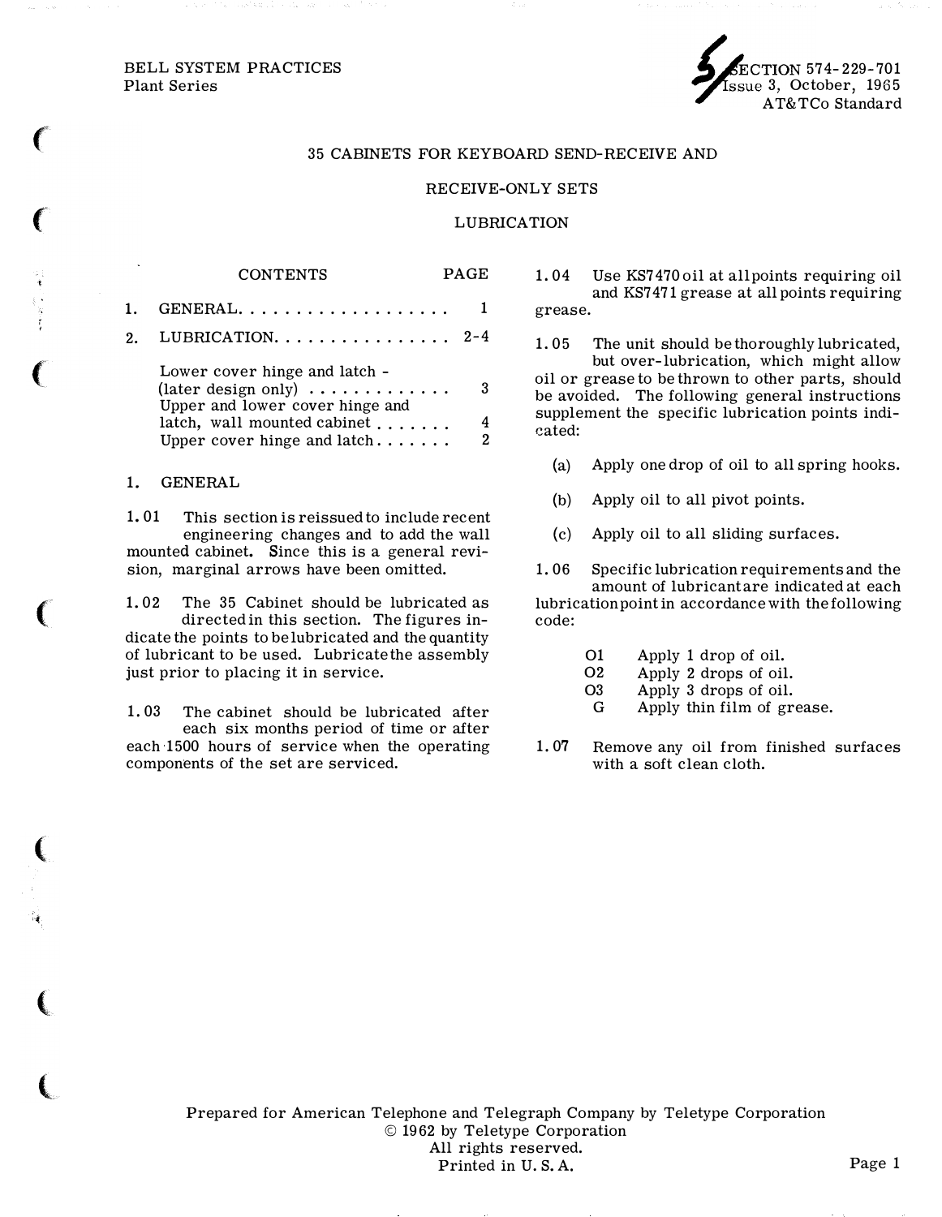BELL SYSTEM PRACTICES
Plant Series

SECTION 574-229-701
Issue 3, October, 1965
AT&TCo Standard

# 35 CABINETS FOR KEYBOARD SEND-RECEIVE AND RECEIVE-ONLY SETS

## LUBRICATION

| CONTENTS | PAGE |
|---|---|
| 1. GENERAL | 1 |
| 2. LUBRICATION | 2-4 |
| Lower cover hinge and latch - (later design only) | 3 |
| Upper and lower cover hinge and latch, wall mounted cabinet | 4 |
| Upper cover hinge and latch | 2 |

### 1. GENERAL

1.01 This section is reissued to include recent engineering changes and to add the wall mounted cabinet. Since this is a general revision, marginal arrows have been omitted.

1.02 The 35 Cabinet should be lubricated as directed in this section. The figures indicate the points to be lubricated and the quantity of lubricant to be used. Lubricate the assembly just prior to placing it in service.

1.03 The cabinet should be lubricated after each six months period of time or after each 1500 hours of service when the operating components of the set are serviced.

1.04 Use KS7470 oil at all points requiring oil and KS7471 grease at all points requiring grease.

1.05 The unit should be thoroughly lubricated, but over-lubrication, which might allow oil or grease to be thrown to other parts, should be avoided. The following general instructions supplement the specific lubrication points indicated:

(a) Apply one drop of oil to all spring hooks.

(b) Apply oil to all pivot points.

(c) Apply oil to all sliding surfaces.

1.06 Specific lubrication requirements and the amount of lubricant are indicated at each lubrication point in accordance with the following code:

| | |
|---|---|
| O1 | Apply 1 drop of oil. |
| O2 | Apply 2 drops of oil. |
| O3 | Apply 3 drops of oil. |
| G | Apply thin film of grease. |

1.07 Remove any oil from finished surfaces with a soft clean cloth.

Prepared for American Telephone and Telegraph Company by Teletype Corporation
© 1962 by Teletype Corporation
All rights reserved.
Printed in U. S. A.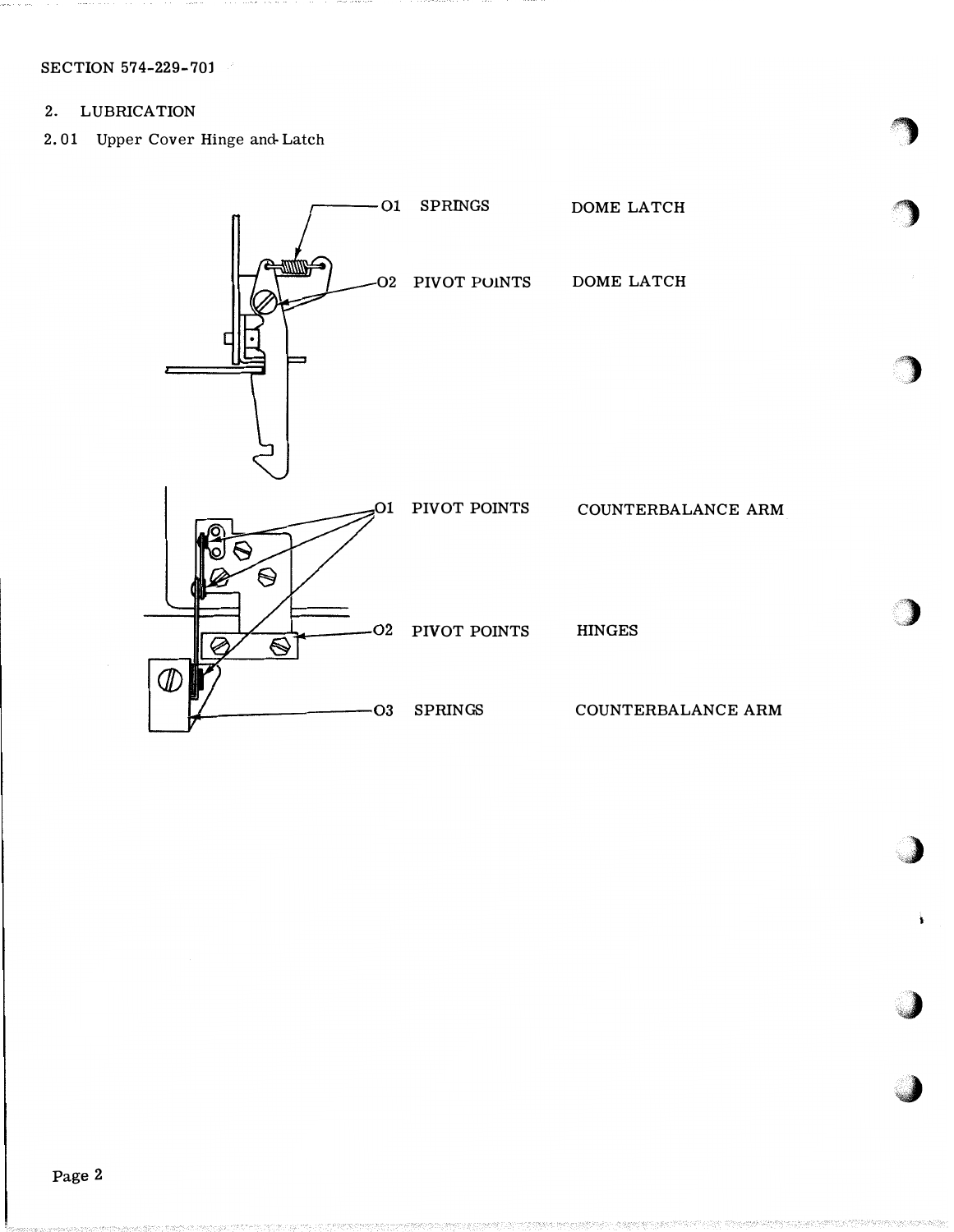## 2. LUBRICATION

### 2.01 Upper Cover Hinge and Latch

| | | |
|---|---|---|
| O1 | SPRINGS | DOME LATCH |
| O2 | PIVOT POINTS | DOME LATCH |

| | | |
|---|---|---|
| O1 | PIVOT POINTS | COUNTERBALANCE ARM |
| O2 | PIVOT POINTS | HINGES |
| O3 | SPRINGS | COUNTERBALANCE ARM |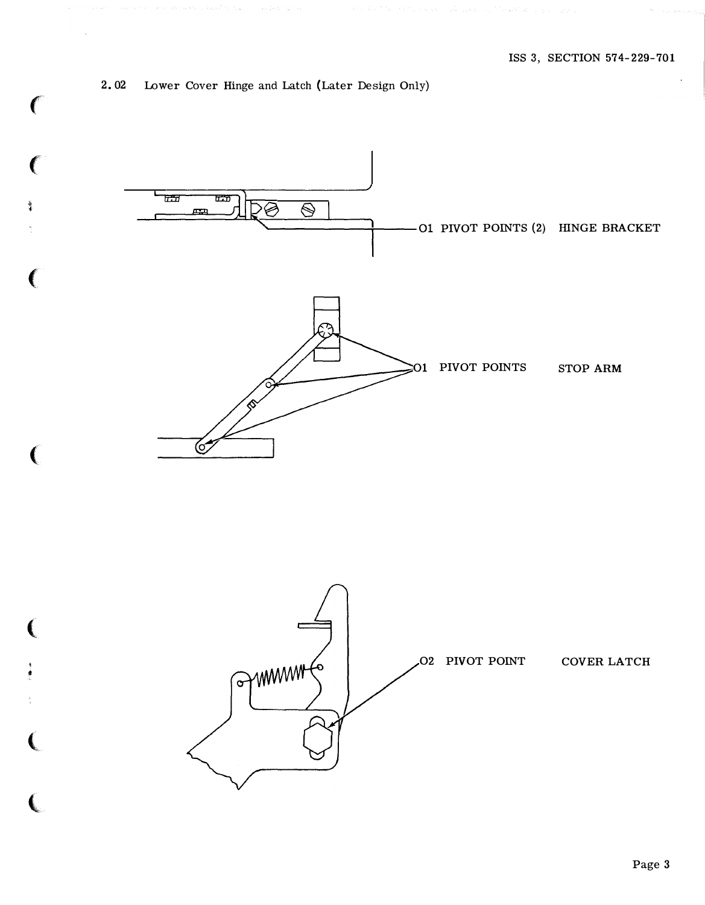2.02 Lower Cover Hinge and Latch (Later Design Only)

O1 PIVOT POINTS (2) HINGE BRACKET

O1 PIVOT POINTS STOP ARM

O2 PIVOT POINT COVER LATCH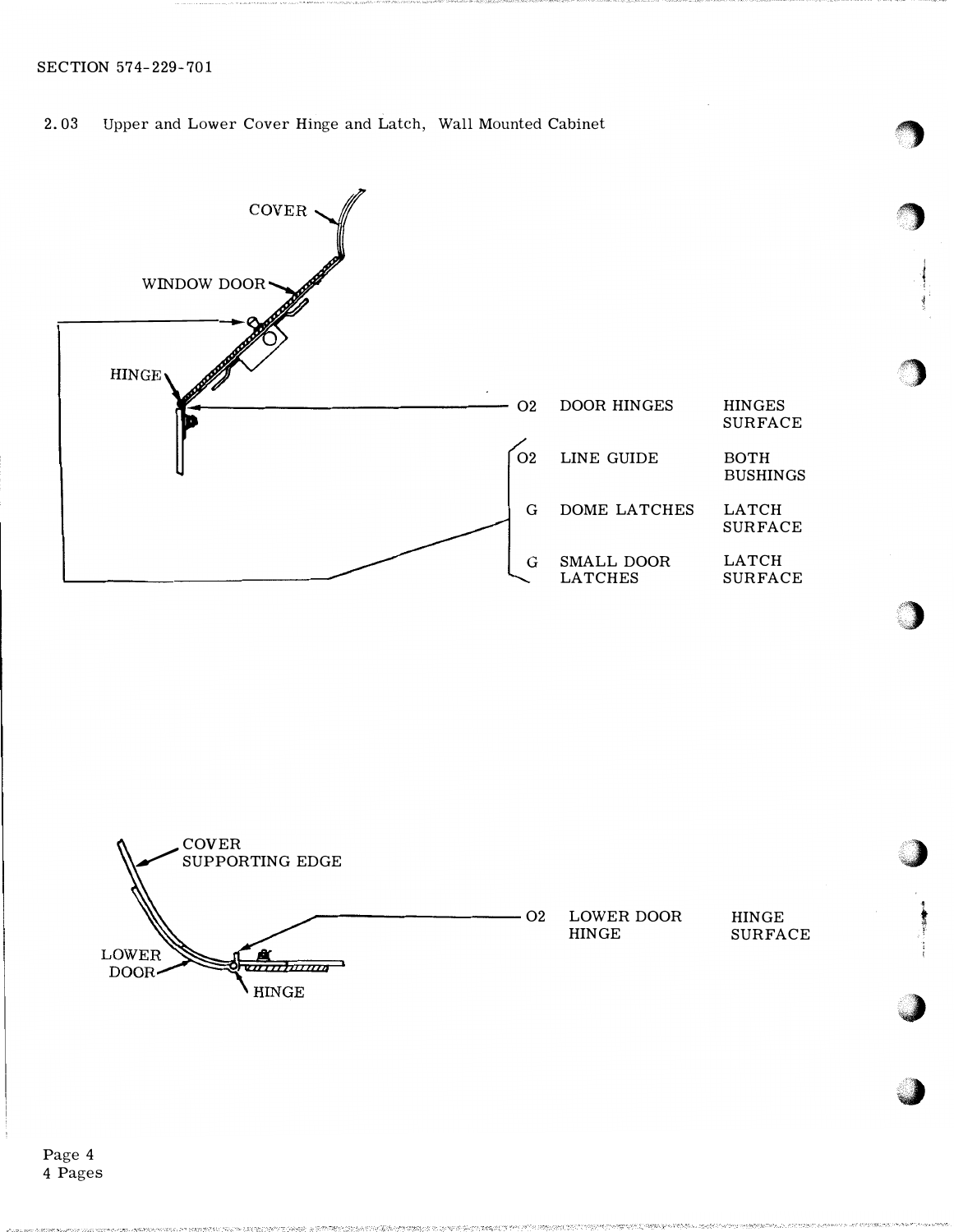2.03 Upper and Lower Cover Hinge and Latch, Wall Mounted Cabinet

COVER

WINDOW DOOR

HINGE

| | | |
|---|---|---|
| O2 | DOOR HINGES | HINGES SURFACE |
| O2 | LINE GUIDE | BOTH BUSHINGS |
| G | DOME LATCHES | LATCH SURFACE |
| G | SMALL DOOR LATCHES | LATCH SURFACE |

COVER SUPPORTING EDGE

LOWER DOOR

HINGE

| | | |
|---|---|---|
| O2 | LOWER DOOR HINGE | HINGE SURFACE |